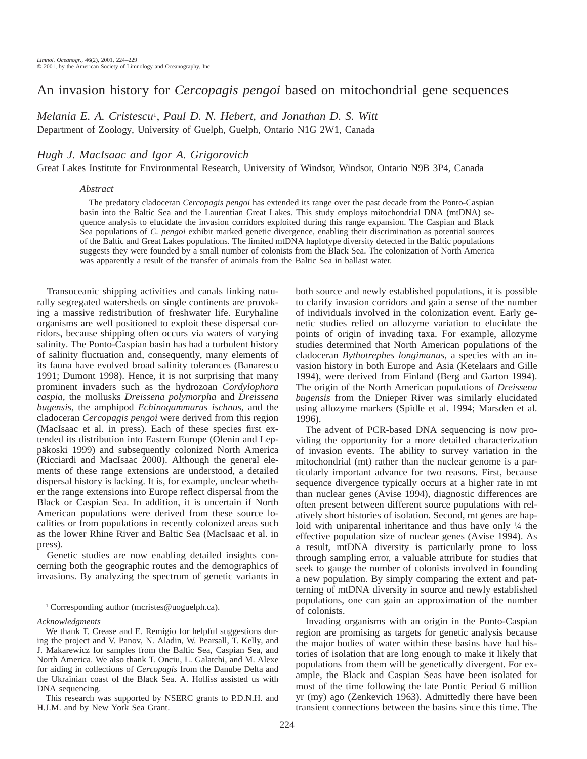# An invasion history for *Cercopagis pengoi* based on mitochondrial gene sequences

*Melania E. A. Cristescu*[1], *Paul D. N. Hebert, and Jonathan D. S. Witt*
Department of Zoology, University of Guelph, Guelph, Ontario N1G 2W1, Canada

*Hugh J. MacIsaac and Igor A. Grigorovich*
Great Lakes Institute for Environmental Research, University of Windsor, Windsor, Ontario N9B 3P4, Canada

### *Abstract*

The predatory cladoceran *Cercopagis pengoi* has extended its range over the past decade from the Ponto-Caspian basin into the Baltic Sea and the Laurentian Great Lakes. This study employs mitochondrial DNA (mtDNA) sequence analysis to elucidate the invasion corridors exploited during this range expansion. The Caspian and Black Sea populations of *C. pengoi* exhibit marked genetic divergence, enabling their discrimination as potential sources of the Baltic and Great Lakes populations. The limited mtDNA haplotype diversity detected in the Baltic populations suggests they were founded by a small number of colonists from the Black Sea. The colonization of North America was apparently a result of the transfer of animals from the Baltic Sea in ballast water.

Transoceanic shipping activities and canals linking naturally segregated watersheds on single continents are provoking a massive redistribution of freshwater life. Euryhaline organisms are well positioned to exploit these dispersal corridors, because shipping often occurs via waters of varying salinity. The Ponto-Caspian basin has had a turbulent history of salinity fluctuation and, consequently, many elements of its fauna have evolved broad salinity tolerances (Banarescu 1991; Dumont 1998). Hence, it is not surprising that many prominent invaders such as the hydrozoan *Cordylophora caspia,* the mollusks *Dreissena polymorpha* and *Dreissena bugensis,* the amphipod *Echinogammarus ischnus,* and the cladoceran *Cercopagis pengoi* were derived from this region (MacIsaac et al. in press). Each of these species first extended its distribution into Eastern Europe (Olenin and Leppäkoski 1999) and subsequently colonized North America (Ricciardi and MacIsaac 2000). Although the general elements of these range extensions are understood, a detailed dispersal history is lacking. It is, for example, unclear whether the range extensions into Europe reflect dispersal from the Black or Caspian Sea. In addition, it is uncertain if North American populations were derived from these source localities or from populations in recently colonized areas such as the lower Rhine River and Baltic Sea (MacIsaac et al. in press).

Genetic studies are now enabling detailed insights concerning both the geographic routes and the demographics of invasions. By analyzing the spectrum of genetic variants in both source and newly established populations, it is possible to clarify invasion corridors and gain a sense of the number of individuals involved in the colonization event. Early genetic studies relied on allozyme variation to elucidate the points of origin of invading taxa. For example, allozyme studies determined that North American populations of the cladoceran *Bythotrephes longimanus,* a species with an invasion history in both Europe and Asia (Ketelaars and Gille 1994), were derived from Finland (Berg and Garton 1994). The origin of the North American populations of *Dreissena bugensis* from the Dnieper River was similarly elucidated using allozyme markers (Spidle et al. 1994; Marsden et al. 1996).

The advent of PCR-based DNA sequencing is now providing the opportunity for a more detailed characterization of invasion events. The ability to survey variation in the mitochondrial (mt) rather than the nuclear genome is a particularly important advance for two reasons. First, because sequence divergence typically occurs at a higher rate in mt than nuclear genes (Avise 1994), diagnostic differences are often present between different source populations with relatively short histories of isolation. Second, mt genes are haploid with uniparental inheritance and thus have only ¼ the effective population size of nuclear genes (Avise 1994). As a result, mtDNA diversity is particularly prone to loss through sampling error, a valuable attribute for studies that seek to gauge the number of colonists involved in founding a new population. By simply comparing the extent and patterning of mtDNA diversity in source and newly established populations, one can gain an approximation of the number of colonists.

Invading organisms with an origin in the Ponto-Caspian region are promising as targets for genetic analysis because the major bodies of water within these basins have had histories of isolation that are long enough to make it likely that populations from them will be genetically divergent. For example, the Black and Caspian Seas have been isolated for most of the time following the late Pontic Period 6 million yr (my) ago (Zenkevich 1963). Admittedly there have been transient connections between the basins since this time. The

---

[1] Corresponding author (mcristes@uoguelph.ca).

*Acknowledgments*

We thank T. Crease and E. Remigio for helpful suggestions during the project and V. Panov, N. Aladin, W. Pearsall, T. Kelly, and J. Makarewicz for samples from the Baltic Sea, Caspian Sea, and North America. We also thank T. Onciu, L. Galatchi, and M. Alexe for aiding in collections of *Cercopagis* from the Danube Delta and the Ukrainian coast of the Black Sea. A. Holliss assisted us with DNA sequencing.

This research was supported by NSERC grants to P.D.N.H. and H.J.M. and by New York Sea Grant.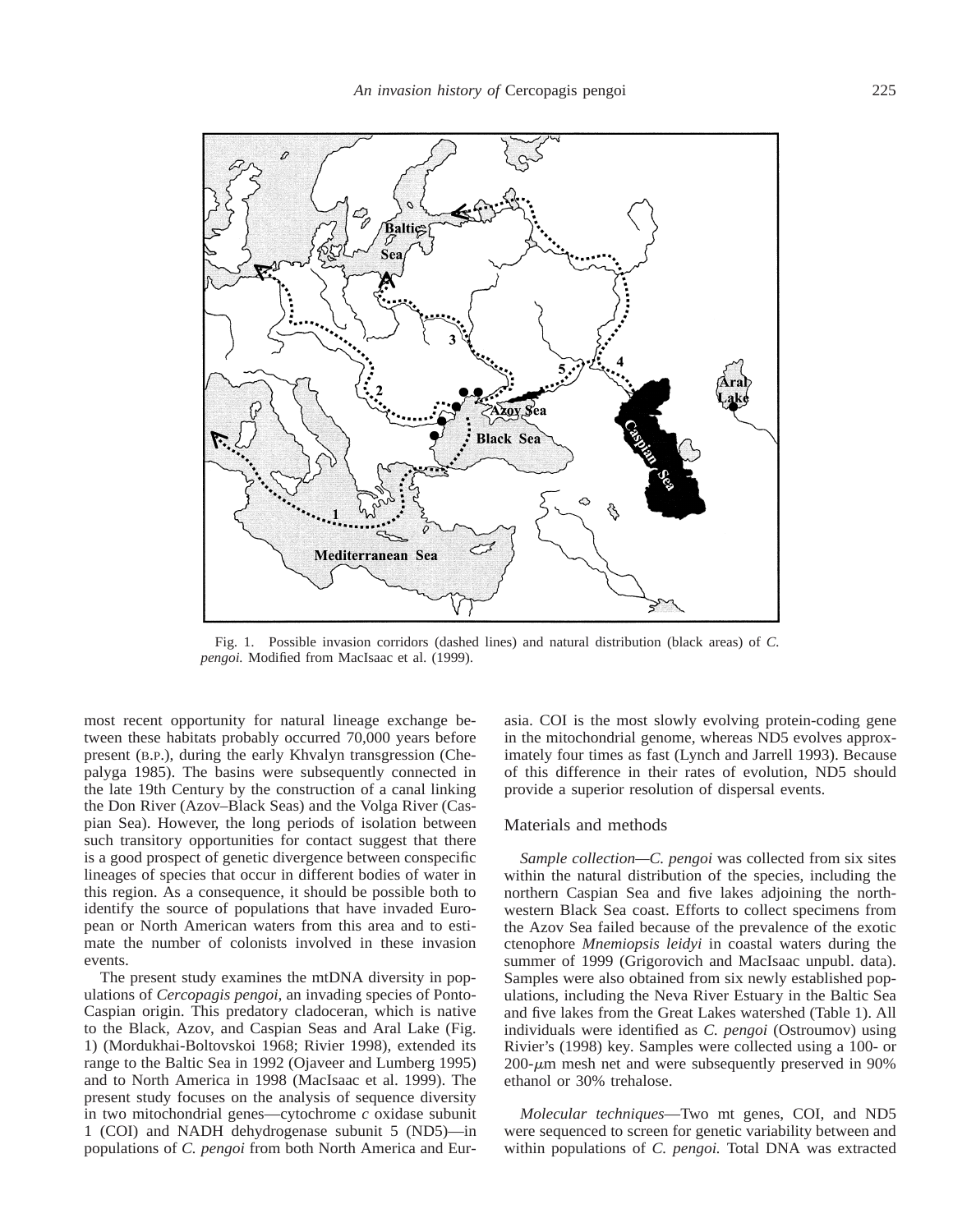Fig. 1. Possible invasion corridors (dashed lines) and natural distribution (black areas) of *C. pengoi.* Modified from MacIsaac et al. (1999).

most recent opportunity for natural lineage exchange between these habitats probably occurred 70,000 years before present (B.P.), during the early Khvalyn transgression (Chepalyga 1985). The basins were subsequently connected in the late 19th Century by the construction of a canal linking the Don River (Azov–Black Seas) and the Volga River (Caspian Sea). However, the long periods of isolation between such transitory opportunities for contact suggest that there is a good prospect of genetic divergence between conspecific lineages of species that occur in different bodies of water in this region. As a consequence, it should be possible both to identify the source of populations that have invaded European or North American waters from this area and to estimate the number of colonists involved in these invasion events.

The present study examines the mtDNA diversity in populations of *Cercopagis pengoi,* an invading species of Ponto-Caspian origin. This predatory cladoceran, which is native to the Black, Azov, and Caspian Seas and Aral Lake (Fig. 1) (Mordukhai-Boltovskoi 1968; Rivier 1998), extended its range to the Baltic Sea in 1992 (Ojaveer and Lumberg 1995) and to North America in 1998 (MacIsaac et al. 1999). The present study focuses on the analysis of sequence diversity in two mitochondrial genes—cytochrome *c* oxidase subunit 1 (COI) and NADH dehydrogenase subunit 5 (ND5)—in populations of *C. pengoi* from both North America and Eurasia. COI is the most slowly evolving protein-coding gene in the mitochondrial genome, whereas ND5 evolves approximately four times as fast (Lynch and Jarrell 1993). Because of this difference in their rates of evolution, ND5 should provide a superior resolution of dispersal events.

## Materials and methods

*Sample collection*—*C. pengoi* was collected from six sites within the natural distribution of the species, including the northern Caspian Sea and five lakes adjoining the northwestern Black Sea coast. Efforts to collect specimens from the Azov Sea failed because of the prevalence of the exotic ctenophore *Mnemiopsis leidyi* in coastal waters during the summer of 1999 (Grigorovich and MacIsaac unpubl. data). Samples were also obtained from six newly established populations, including the Neva River Estuary in the Baltic Sea and five lakes from the Great Lakes watershed (Table 1). All individuals were identified as *C. pengoi* (Ostroumov) using Rivier's (1998) key. Samples were collected using a 100- or 200-$\mu$m mesh net and were subsequently preserved in 90% ethanol or 30% trehalose.

*Molecular techniques*—Two mt genes, COI, and ND5 were sequenced to screen for genetic variability between and within populations of *C. pengoi.* Total DNA was extracted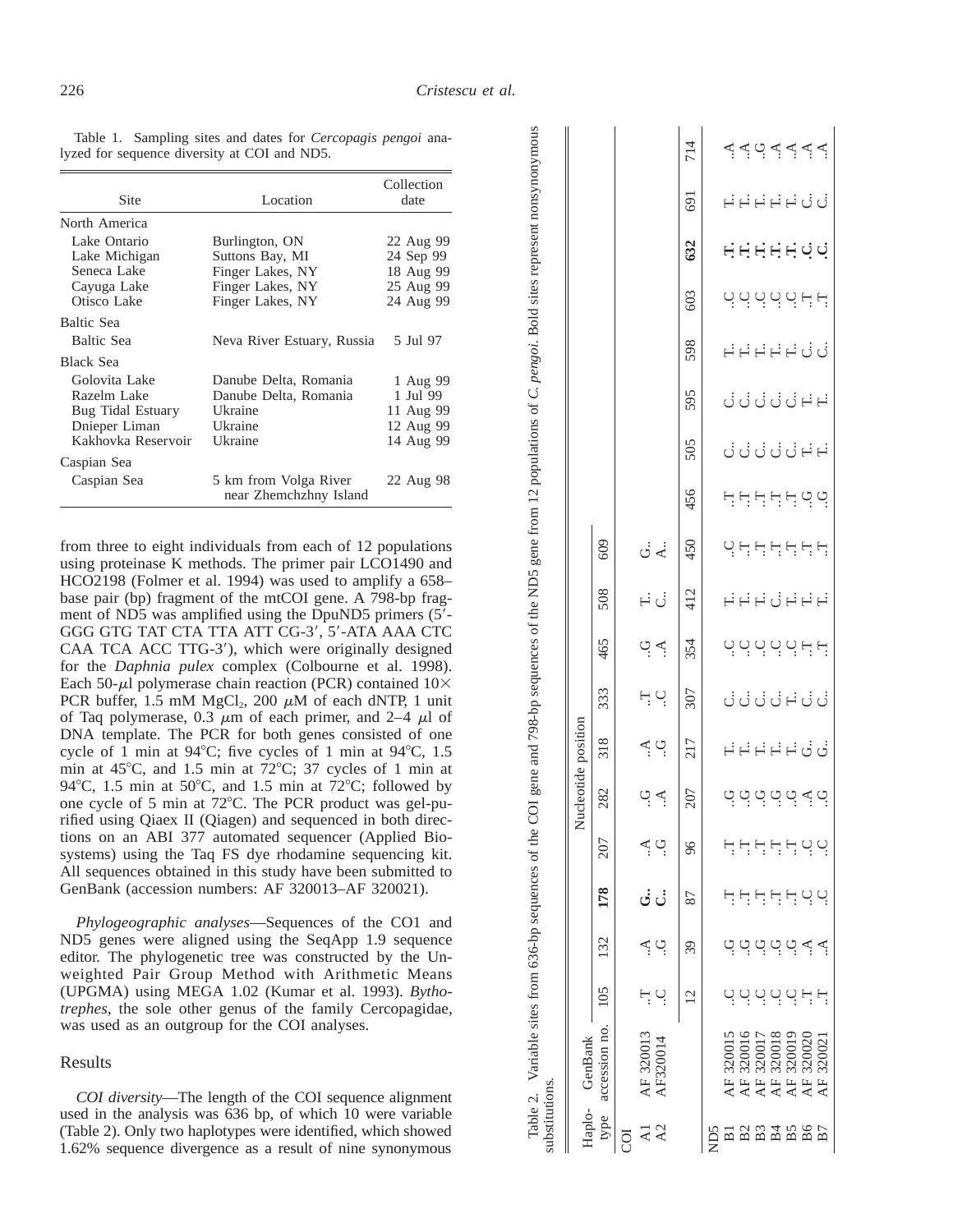Table 1. Sampling sites and dates for *Cercopagis pengoi* analyzed for sequence diversity at COI and ND5.

| Site | Location | Collection date |
|---|---|---|
| **North America** | | |
| Lake Ontario | Burlington, ON | 22 Aug 99 |
| Lake Michigan | Suttons Bay, MI | 24 Sep 99 |
| Seneca Lake | Finger Lakes, NY | 18 Aug 99 |
| Cayuga Lake | Finger Lakes, NY | 25 Aug 99 |
| Otisco Lake | Finger Lakes, NY | 24 Aug 99 |
| **Baltic Sea** | | |
| Baltic Sea | Neva River Estuary, Russia | 5 Jul 97 |
| **Black Sea** | | |
| Golovita Lake | Danube Delta, Romania | 1 Aug 99 |
| Razelm Lake | Danube Delta, Romania | 1 Jul 99 |
| Bug Tidal Estuary | Ukraine | 11 Aug 99 |
| Dnieper Liman | Ukraine | 12 Aug 99 |
| Kakhovka Reservoir | Ukraine | 14 Aug 99 |
| **Caspian Sea** | | |
| Caspian Sea | 5 km from Volga River near Zhemchzhny Island | 22 Aug 98 |

from three to eight individuals from each of 12 populations using proteinase K methods. The primer pair LCO1490 and HCO2198 (Folmer et al. 1994) was used to amplify a 658–base pair (bp) fragment of the mtCOI gene. A 798-bp fragment of ND5 was amplified using the DpuND5 primers (5′-GGG GTG TAT CTA TTA ATT CG-3′, 5′-ATA AAA CTC CAA TCA ACC TTG-3′), which were originally designed for the *Daphnia pulex* complex (Colbourne et al. 1998). Each 50-$\mu$l polymerase chain reaction (PCR) contained $10\times$ PCR buffer, 1.5 mM $MgCl_2$, 200 $\mu$M of each dNTP, 1 unit of Taq polymerase, 0.3 $\mu$m of each primer, and 2–4 $\mu$l of DNA template. The PCR for both genes consisted of one cycle of 1 min at 94°C; five cycles of 1 min at 94°C, 1.5 min at 45°C, and 1.5 min at 72°C; 37 cycles of 1 min at 94°C, 1.5 min at 50°C, and 1.5 min at 72°C; followed by one cycle of 5 min at 72°C. The PCR product was gel-purified using Qiaex II (Qiagen) and sequenced in both directions on an ABI 377 automated sequencer (Applied Biosystems) using the Taq FS dye rhodamine sequencing kit. All sequences obtained in this study have been submitted to GenBank (accession numbers: AF 320013–AF 320021).

*Phylogeographic analyses*—Sequences of the CO1 and ND5 genes were aligned using the SeqApp 1.9 sequence editor. The phylogenetic tree was constructed by the Unweighted Pair Group Method with Arithmetic Means (UPGMA) using MEGA 1.02 (Kumar et al. 1993). *Bythotrephes,* the sole other genus of the family Cercopagidae, was used as an outgroup for the COI analyses.

## Results

*COI diversity*—The length of the COI sequence alignment used in the analysis was 636 bp, of which 10 were variable (Table 2). Only two haplotypes were identified, which showed 1.62% sequence divergence as a result of nine synonymous

Table 2. Variable sites from 636-bp sequences of the COI gene and 798-bp sequences of the ND5 gene from 12 populations of *C. pengoi*. Bold sites represent nonsynonymous substitutions.

| Haplotype | GenBank accession no. | Nucleotide position | | | | | | | | | | | | | | | | | |
|---|---|---|---|---|---|---|---|---|---|---|---|---|---|---|---|---|---|---|---|
| COI | | 105 | 132 | **178** | 207 | 282 | 318 | 333 | 465 | 508 | 609 | | | | | | | | |
| A1 | AF 320013 | .T | .A | **G..** | .A | .G | .A | .T | .G | T.. | G.. | | | | | | | | |
| A2 | AF320014 | .C | .G | **C..** | .G | .A | .G | .C | .A | C.. | A.. | | | | | | | | |
| ND5 | | 12 | 39 | 87 | 96 | 207 | 217 | 307 | 354 | 412 | 450 | 456 | 505 | 595 | 598 | 603 | **632** | 691 | 714 |
| B1 | AF 320015 | .C | .G | .T | .T | .G | T.. | C.. | .C | T.. | .C | .T | C.. | C.. | T.. | .C | **.T.** | T.. | .A |
| B2 | AF 320016 | .C | .G | .T | .T | .G | T.. | C.. | .C | T.. | .T | .T | C.. | C.. | T.. | .C | **.T.** | T.. | .A |
| B3 | AF 320017 | .C | .G | .T | .T | .G | T.. | C.. | .C | T.. | .T | .T | C.. | C.. | T.. | .C | **.T.** | T.. | .G |
| B4 | AF 320018 | .C | .G | .T | .T | .G | T.. | C.. | .C | C.. | .T | .T | C.. | C.. | T.. | .C | **.T.** | T.. | .A |
| B5 | AF 320019 | .C | .G | .T | .T | .G | T.. | T.. | .C | T.. | .T | .T | C.. | C.. | T.. | .C | **.T.** | T.. | .A |
| B6 | AF 320020 | .T | .A | .C | .C | .A | G.. | C.. | .T | T.. | .T | .G | T.. | T.. | C.. | .T | **.C.** | C.. | .A |
| B7 | AF 320021 | .T | .A | .C | .C | .G | G.. | C.. | .T | T.. | .T | .G | T.. | T.. | C.. | .T | **.C.** | C.. | .A |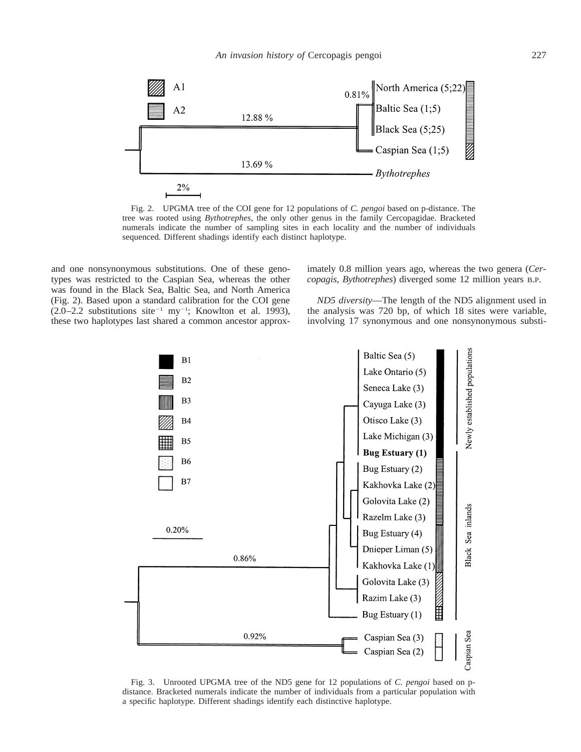Fig. 2. UPGMA tree of the COI gene for 12 populations of *C. pengoi* based on p-distance. The tree was rooted using *Bythotrephes*, the only other genus in the family Cercopagidae. Bracketed numerals indicate the number of sampling sites in each locality and the number of individuals sequenced. Different shadings identify each distinct haplotype.

and one nonsynonymous substitutions. One of these genotypes was restricted to the Caspian Sea, whereas the other was found in the Black Sea, Baltic Sea, and North America (Fig. 2). Based upon a standard calibration for the COI gene (2.0–2.2 substitutions site$^{-1}$ my$^{-1}$; Knowlton et al. 1993), these two haplotypes last shared a common ancestor approximately 0.8 million years ago, whereas the two genera (*Cercopagis, Bythotrephes*) diverged some 12 million years B.P.

*ND5 diversity*—The length of the ND5 alignment used in the analysis was 720 bp, of which 18 sites were variable, involving 17 synonymous and one nonsynonymous substi-

Fig. 3. Unrooted UPGMA tree of the ND5 gene for 12 populations of *C. pengoi* based on p-distance. Bracketed numerals indicate the number of individuals from a particular population with a specific haplotype. Different shadings identify each distinctive haplotype.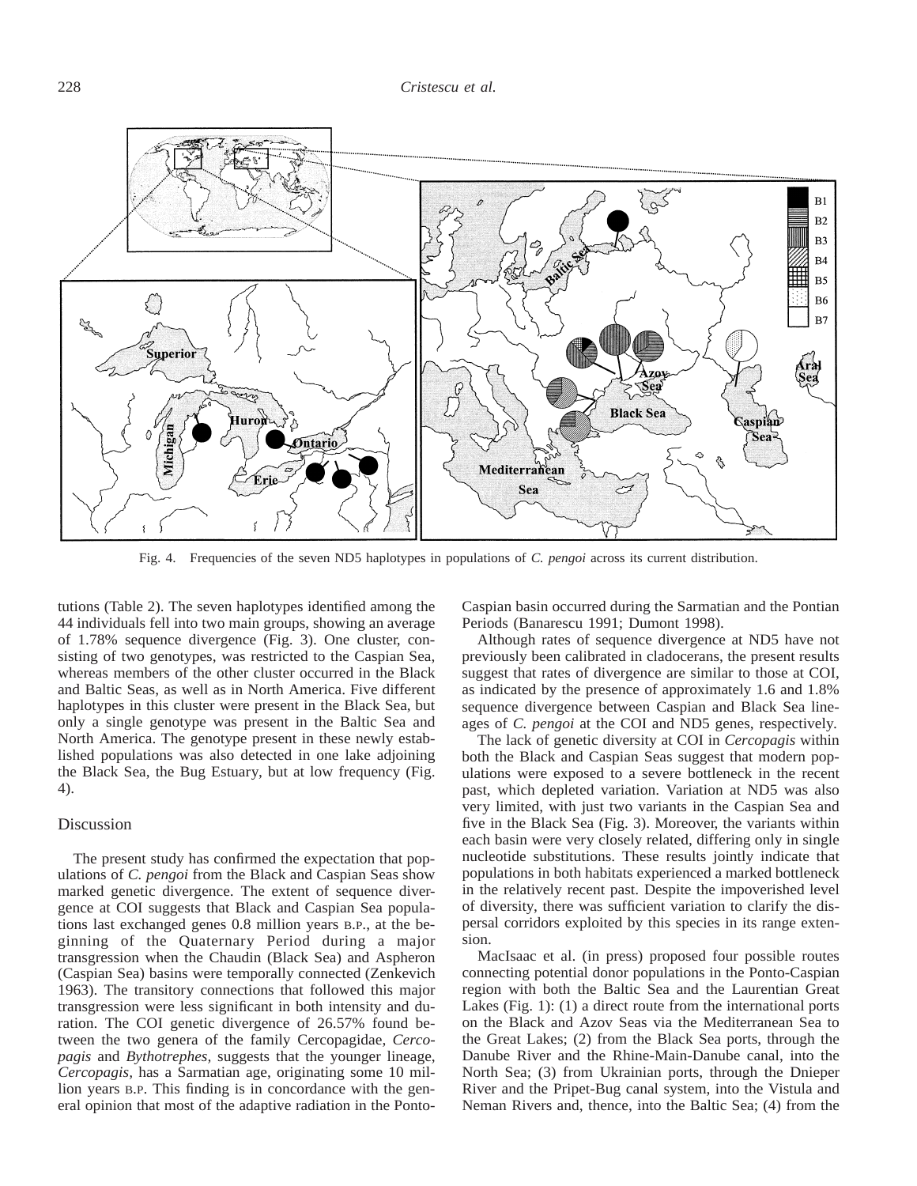Fig. 4. Frequencies of the seven ND5 haplotypes in populations of *C. pengoi* across its current distribution.

tutions (Table 2). The seven haplotypes identified among the 44 individuals fell into two main groups, showing an average of 1.78% sequence divergence (Fig. 3). One cluster, consisting of two genotypes, was restricted to the Caspian Sea, whereas members of the other cluster occurred in the Black and Baltic Seas, as well as in North America. Five different haplotypes in this cluster were present in the Black Sea, but only a single genotype was present in the Baltic Sea and North America. The genotype present in these newly established populations was also detected in one lake adjoining the Black Sea, the Bug Estuary, but at low frequency (Fig. 4).

## Discussion

The present study has confirmed the expectation that populations of *C. pengoi* from the Black and Caspian Seas show marked genetic divergence. The extent of sequence divergence at COI suggests that Black and Caspian Sea populations last exchanged genes 0.8 million years B.P., at the beginning of the Quaternary Period during a major transgression when the Chaudin (Black Sea) and Aspheron (Caspian Sea) basins were temporally connected (Zenkevich 1963). The transitory connections that followed this major transgression were less significant in both intensity and duration. The COI genetic divergence of 26.57% found between the two genera of the family Cercopagidae, *Cercopagis* and *Bythotrephes*, suggests that the younger lineage, *Cercopagis*, has a Sarmatian age, originating some 10 million years B.P. This finding is in concordance with the general opinion that most of the adaptive radiation in the Ponto-Caspian basin occurred during the Sarmatian and the Pontian Periods (Banarescu 1991; Dumont 1998).

Although rates of sequence divergence at ND5 have not previously been calibrated in cladocerans, the present results suggest that rates of divergence are similar to those at COI, as indicated by the presence of approximately 1.6 and 1.8% sequence divergence between Caspian and Black Sea lineages of *C. pengoi* at the COI and ND5 genes, respectively.

The lack of genetic diversity at COI in *Cercopagis* within both the Black and Caspian Seas suggest that modern populations were exposed to a severe bottleneck in the recent past, which depleted variation. Variation at ND5 was also very limited, with just two variants in the Caspian Sea and five in the Black Sea (Fig. 3). Moreover, the variants within each basin were very closely related, differing only in single nucleotide substitutions. These results jointly indicate that populations in both habitats experienced a marked bottleneck in the relatively recent past. Despite the impoverished level of diversity, there was sufficient variation to clarify the dispersal corridors exploited by this species in its range extension.

MacIsaac et al. (in press) proposed four possible routes connecting potential donor populations in the Ponto-Caspian region with both the Baltic Sea and the Laurentian Great Lakes (Fig. 1): (1) a direct route from the international ports on the Black and Azov Seas via the Mediterranean Sea to the Great Lakes; (2) from the Black Sea ports, through the Danube River and the Rhine-Main-Danube canal, into the North Sea; (3) from Ukrainian ports, through the Dnieper River and the Pripet-Bug canal system, into the Vistula and Neman Rivers and, thence, into the Baltic Sea; (4) from the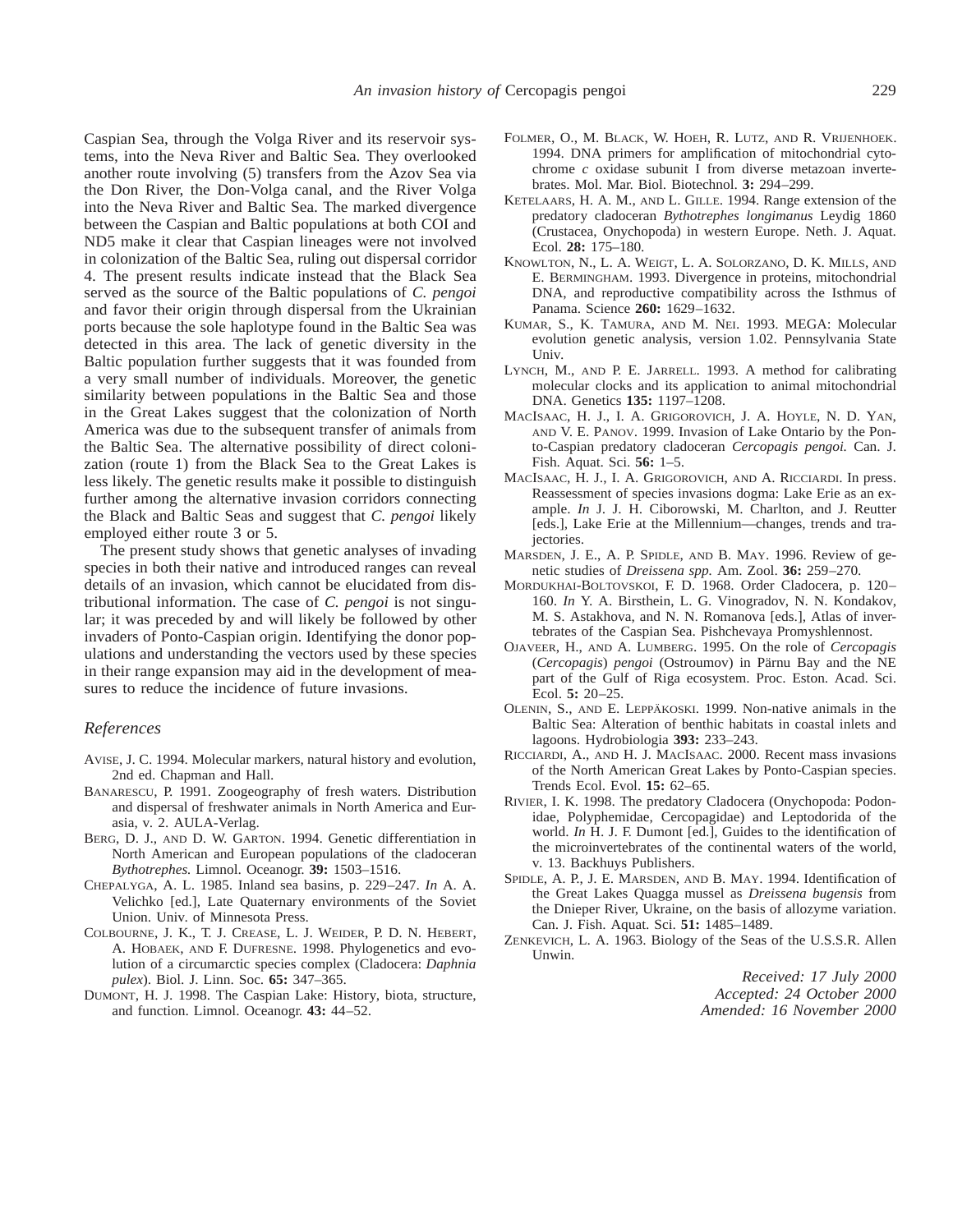Caspian Sea, through the Volga River and its reservoir systems, into the Neva River and Baltic Sea. They overlooked another route involving (5) transfers from the Azov Sea via the Don River, the Don-Volga canal, and the River Volga into the Neva River and Baltic Sea. The marked divergence between the Caspian and Baltic populations at both COI and ND5 make it clear that Caspian lineages were not involved in colonization of the Baltic Sea, ruling out dispersal corridor 4. The present results indicate instead that the Black Sea served as the source of the Baltic populations of *C. pengoi* and favor their origin through dispersal from the Ukrainian ports because the sole haplotype found in the Baltic Sea was detected in this area. The lack of genetic diversity in the Baltic population further suggests that it was founded from a very small number of individuals. Moreover, the genetic similarity between populations in the Baltic Sea and those in the Great Lakes suggest that the colonization of North America was due to the subsequent transfer of animals from the Baltic Sea. The alternative possibility of direct colonization (route 1) from the Black Sea to the Great Lakes is less likely. The genetic results make it possible to distinguish further among the alternative invasion corridors connecting the Black and Baltic Seas and suggest that *C. pengoi* likely employed either route 3 or 5.

The present study shows that genetic analyses of invading species in both their native and introduced ranges can reveal details of an invasion, which cannot be elucidated from distributional information. The case of *C. pengoi* is not singular; it was preceded by and will likely be followed by other invaders of Ponto-Caspian origin. Identifying the donor populations and understanding the vectors used by these species in their range expansion may aid in the development of measures to reduce the incidence of future invasions.

## References

Avise, J. C. 1994. Molecular markers, natural history and evolution, 2nd ed. Chapman and Hall.

Banarescu, P. 1991. Zoogeography of fresh waters. Distribution and dispersal of freshwater animals in North America and Eurasia, v. 2. AULA-Verlag.

Berg, D. J., and D. W. Garton. 1994. Genetic differentiation in North American and European populations of the cladoceran *Bythotrephes.* Limnol. Oceanogr. **39:** 1503–1516.

Chepalyga, A. L. 1985. Inland sea basins, p. 229–247. *In* A. A. Velichko [ed.], Late Quaternary environments of the Soviet Union. Univ. of Minnesota Press.

Colbourne, J. K., T. J. Crease, L. J. Weider, P. D. N. Hebert, A. Hobaek, and F. Dufresne. 1998. Phylogenetics and evolution of a circumarctic species complex (Cladocera: *Daphnia pulex*). Biol. J. Linn. Soc. **65:** 347–365.

Dumont, H. J. 1998. The Caspian Lake: History, biota, structure, and function. Limnol. Oceanogr. **43:** 44–52.

Folmer, O., M. Black, W. Hoeh, R. Lutz, and R. Vrijenhoek. 1994. DNA primers for amplification of mitochondrial cytochrome *c* oxidase subunit I from diverse metazoan invertebrates. Mol. Mar. Biol. Biotechnol. **3:** 294–299.

Ketelaars, H. A. M., and L. Gille. 1994. Range extension of the predatory cladoceran *Bythotrephes longimanus* Leydig 1860 (Crustacea, Onychopoda) in western Europe. Neth. J. Aquat. Ecol. **28:** 175–180.

Knowlton, N., L. A. Weigt, L. A. Solorzano, D. K. Mills, and E. Bermingham. 1993. Divergence in proteins, mitochondrial DNA, and reproductive compatibility across the Isthmus of Panama. Science **260:** 1629–1632.

Kumar, S., K. Tamura, and M. Nei. 1993. MEGA: Molecular evolution genetic analysis, version 1.02. Pennsylvania State Univ.

Lynch, M., and P. E. Jarrell. 1993. A method for calibrating molecular clocks and its application to animal mitochondrial DNA. Genetics **135:** 1197–1208.

MacIsaac, H. J., I. A. Grigorovich, J. A. Hoyle, N. D. Yan, and V. E. Panov. 1999. Invasion of Lake Ontario by the Ponto-Caspian predatory cladoceran *Cercopagis pengoi.* Can. J. Fish. Aquat. Sci. **56:** 1–5.

MacIsaac, H. J., I. A. Grigorovich, and A. Ricciardi. In press. Reassessment of species invasions dogma: Lake Erie as an example. *In* J. J. H. Ciborowski, M. Charlton, and J. Reutter [eds.], Lake Erie at the Millennium—changes, trends and trajectories.

Marsden, J. E., A. P. Spidle, and B. May. 1996. Review of genetic studies of *Dreissena spp.* Am. Zool. **36:** 259–270.

Mordukhai-Boltovskoi, F. D. 1968. Order Cladocera, p. 120–160. *In* Y. A. Birsthein, L. G. Vinogradov, N. N. Kondakov, M. S. Astakhova, and N. N. Romanova [eds.], Atlas of invertebrates of the Caspian Sea. Pishchevaya Promyshlennost.

Ojaveer, H., and A. Lumberg. 1995. On the role of *Cercopagis* (*Cercopagis*) *pengoi* (Ostroumov) in Pärnu Bay and the NE part of the Gulf of Riga ecosystem. Proc. Eston. Acad. Sci. Ecol. **5:** 20–25.

Olenin, S., and E. Leppäkoski. 1999. Non-native animals in the Baltic Sea: Alteration of benthic habitats in coastal inlets and lagoons. Hydrobiologia **393:** 233–243.

Ricciardi, A., and H. J. MacIsaac. 2000. Recent mass invasions of the North American Great Lakes by Ponto-Caspian species. Trends Ecol. Evol. **15:** 62–65.

Rivier, I. K. 1998. The predatory Cladocera (Onychopoda: Podonidae, Polyphemidae, Cercopagidae) and Leptodorida of the world. *In* H. J. F. Dumont [ed.], Guides to the identification of the microinvertebrates of the continental waters of the world, v. 13. Backhuys Publishers.

Spidle, A. P., J. E. Marsden, and B. May. 1994. Identification of the Great Lakes Quagga mussel as *Dreissena bugensis* from the Dnieper River, Ukraine, on the basis of allozyme variation. Can. J. Fish. Aquat. Sci. **51:** 1485–1489.

Zenkevich, L. A. 1963. Biology of the Seas of the U.S.S.R. Allen Unwin.

*Received: 17 July 2000*
*Accepted: 24 October 2000*
*Amended: 16 November 2000*